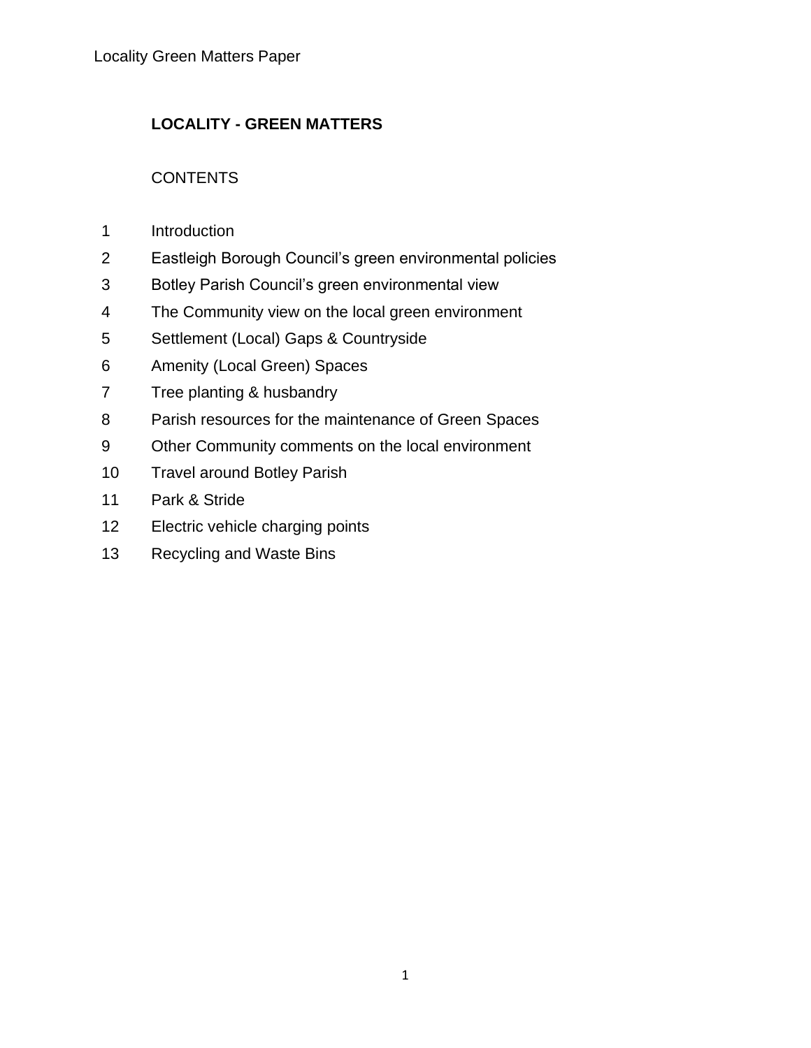# LOCALITY - GREEN MATTERS

## CONTENTS

1. Introduction
2. Eastleigh Borough Council's green environmental policies
3. Botley Parish Council's green environmental view
4. The Community view on the local green environment
5. Settlement (Local) Gaps & Countryside
6. Amenity (Local Green) Spaces
7. Tree planting & husbandry
8. Parish resources for the maintenance of Green Spaces
9. Other Community comments on the local environment
10. Travel around Botley Parish
11. Park & Stride
12. Electric vehicle charging points
13. Recycling and Waste Bins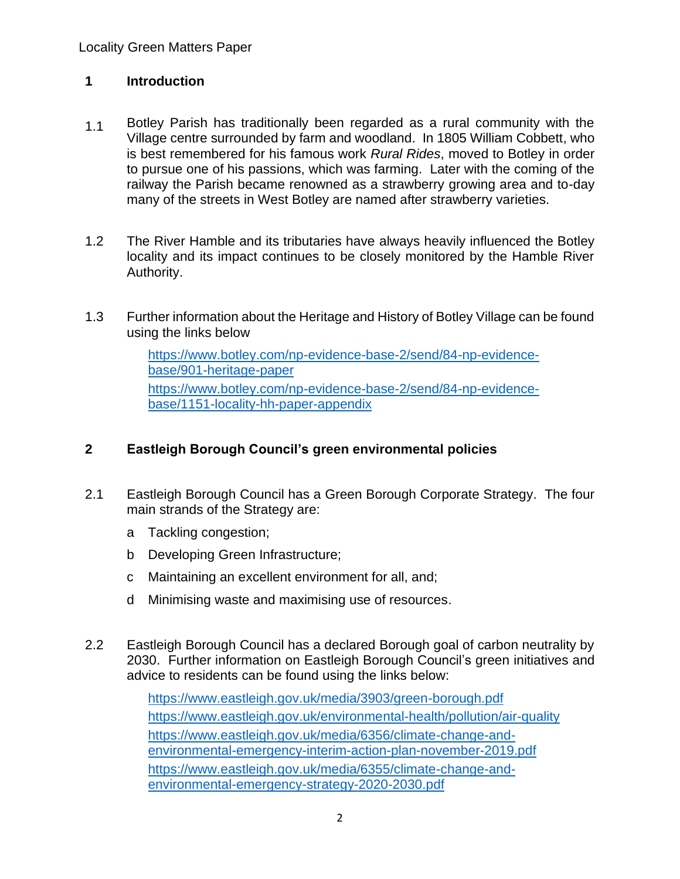## 1 Introduction

1.1 Botley Parish has traditionally been regarded as a rural community with the Village centre surrounded by farm and woodland. In 1805 William Cobbett, who is best remembered for his famous work *Rural Rides*, moved to Botley in order to pursue one of his passions, which was farming. Later with the coming of the railway the Parish became renowned as a strawberry growing area and to-day many of the streets in West Botley are named after strawberry varieties.

1.2 The River Hamble and its tributaries have always heavily influenced the Botley locality and its impact continues to be closely monitored by the Hamble River Authority.

1.3 Further information about the Heritage and History of Botley Village can be found using the links below

https://www.botley.com/np-evidence-base-2/send/84-np-evidence-base/901-heritage-paper
https://www.botley.com/np-evidence-base-2/send/84-np-evidence-base/1151-locality-hh-paper-appendix

## 2 Eastleigh Borough Council's green environmental policies

2.1 Eastleigh Borough Council has a Green Borough Corporate Strategy. The four main strands of the Strategy are:

a Tackling congestion;

b Developing Green Infrastructure;

c Maintaining an excellent environment for all, and;

d Minimising waste and maximising use of resources.

2.2 Eastleigh Borough Council has a declared Borough goal of carbon neutrality by 2030. Further information on Eastleigh Borough Council's green initiatives and advice to residents can be found using the links below:

https://www.eastleigh.gov.uk/media/3903/green-borough.pdf
https://www.eastleigh.gov.uk/environmental-health/pollution/air-quality
https://www.eastleigh.gov.uk/media/6356/climate-change-and-environmental-emergency-interim-action-plan-november-2019.pdf
https://www.eastleigh.gov.uk/media/6355/climate-change-and-environmental-emergency-strategy-2020-2030.pdf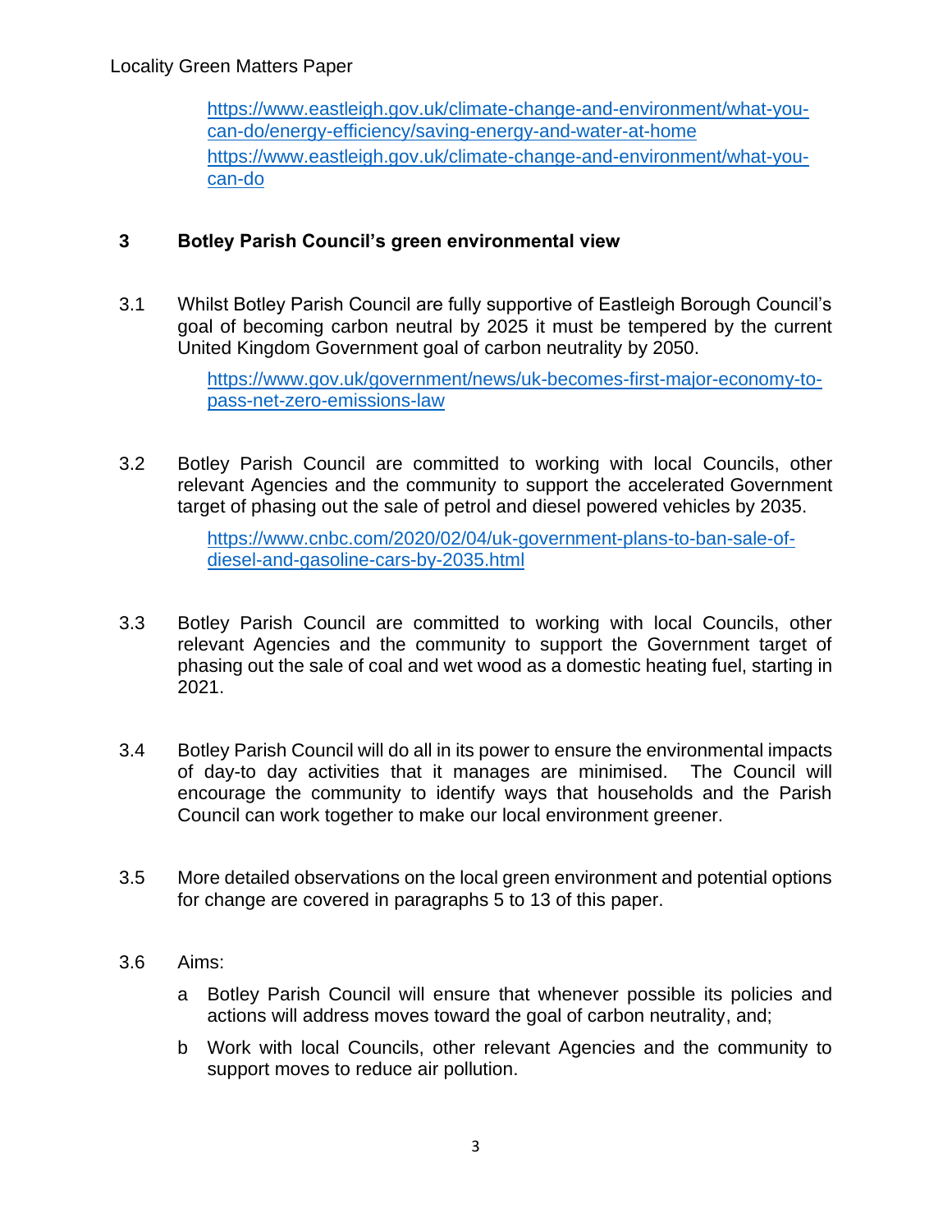https://www.eastleigh.gov.uk/climate-change-and-environment/what-you-can-do/energy-efficiency/saving-energy-and-water-at-home
https://www.eastleigh.gov.uk/climate-change-and-environment/what-you-can-do

## 3 Botley Parish Council's green environmental view

3.1 Whilst Botley Parish Council are fully supportive of Eastleigh Borough Council's goal of becoming carbon neutral by 2025 it must be tempered by the current United Kingdom Government goal of carbon neutrality by 2050.

https://www.gov.uk/government/news/uk-becomes-first-major-economy-to-pass-net-zero-emissions-law

3.2 Botley Parish Council are committed to working with local Councils, other relevant Agencies and the community to support the accelerated Government target of phasing out the sale of petrol and diesel powered vehicles by 2035.

https://www.cnbc.com/2020/02/04/uk-government-plans-to-ban-sale-of-diesel-and-gasoline-cars-by-2035.html

3.3 Botley Parish Council are committed to working with local Councils, other relevant Agencies and the community to support the Government target of phasing out the sale of coal and wet wood as a domestic heating fuel, starting in 2021.

3.4 Botley Parish Council will do all in its power to ensure the environmental impacts of day-to day activities that it manages are minimised. The Council will encourage the community to identify ways that households and the Parish Council can work together to make our local environment greener.

3.5 More detailed observations on the local green environment and potential options for change are covered in paragraphs 5 to 13 of this paper.

3.6 Aims:

a Botley Parish Council will ensure that whenever possible its policies and actions will address moves toward the goal of carbon neutrality, and;

b Work with local Councils, other relevant Agencies and the community to support moves to reduce air pollution.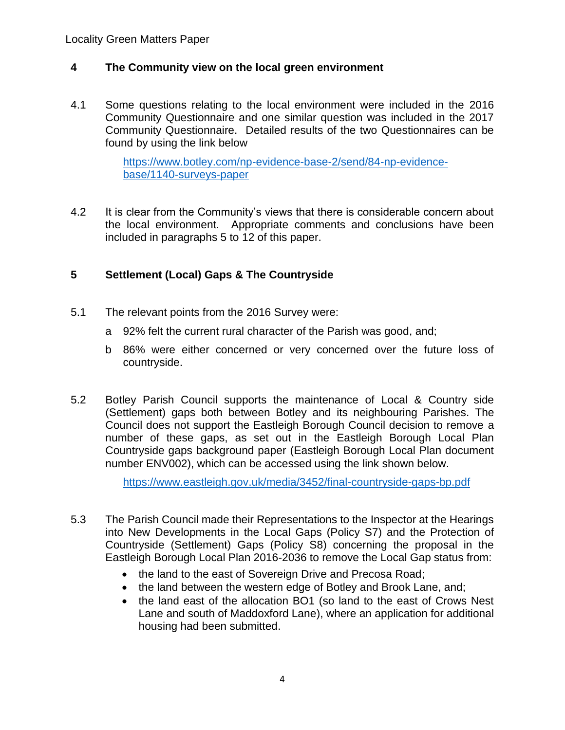## 4 The Community view on the local green environment

4.1 Some questions relating to the local environment were included in the 2016 Community Questionnaire and one similar question was included in the 2017 Community Questionnaire. Detailed results of the two Questionnaires can be found by using the link below

[https://www.botley.com/np-evidence-base-2/send/84-np-evidence-base/1140-surveys-paper](https://www.botley.com/np-evidence-base-2/send/84-np-evidence-base/1140-surveys-paper)

4.2 It is clear from the Community's views that there is considerable concern about the local environment. Appropriate comments and conclusions have been included in paragraphs 5 to 12 of this paper.

## 5 Settlement (Local) Gaps & The Countryside

5.1 The relevant points from the 2016 Survey were:

a 92% felt the current rural character of the Parish was good, and;

b 86% were either concerned or very concerned over the future loss of countryside.

5.2 Botley Parish Council supports the maintenance of Local & Country side (Settlement) gaps both between Botley and its neighbouring Parishes. The Council does not support the Eastleigh Borough Council decision to remove a number of these gaps, as set out in the Eastleigh Borough Local Plan Countryside gaps background paper (Eastleigh Borough Local Plan document number ENV002), which can be accessed using the link shown below.

[https://www.eastleigh.gov.uk/media/3452/final-countryside-gaps-bp.pdf](https://www.eastleigh.gov.uk/media/3452/final-countryside-gaps-bp.pdf)

5.3 The Parish Council made their Representations to the Inspector at the Hearings into New Developments in the Local Gaps (Policy S7) and the Protection of Countryside (Settlement) Gaps (Policy S8) concerning the proposal in the Eastleigh Borough Local Plan 2016-2036 to remove the Local Gap status from:

- the land to the east of Sovereign Drive and Precosa Road;
- the land between the western edge of Botley and Brook Lane, and;
- the land east of the allocation BO1 (so land to the east of Crows Nest Lane and south of Maddoxford Lane), where an application for additional housing had been submitted.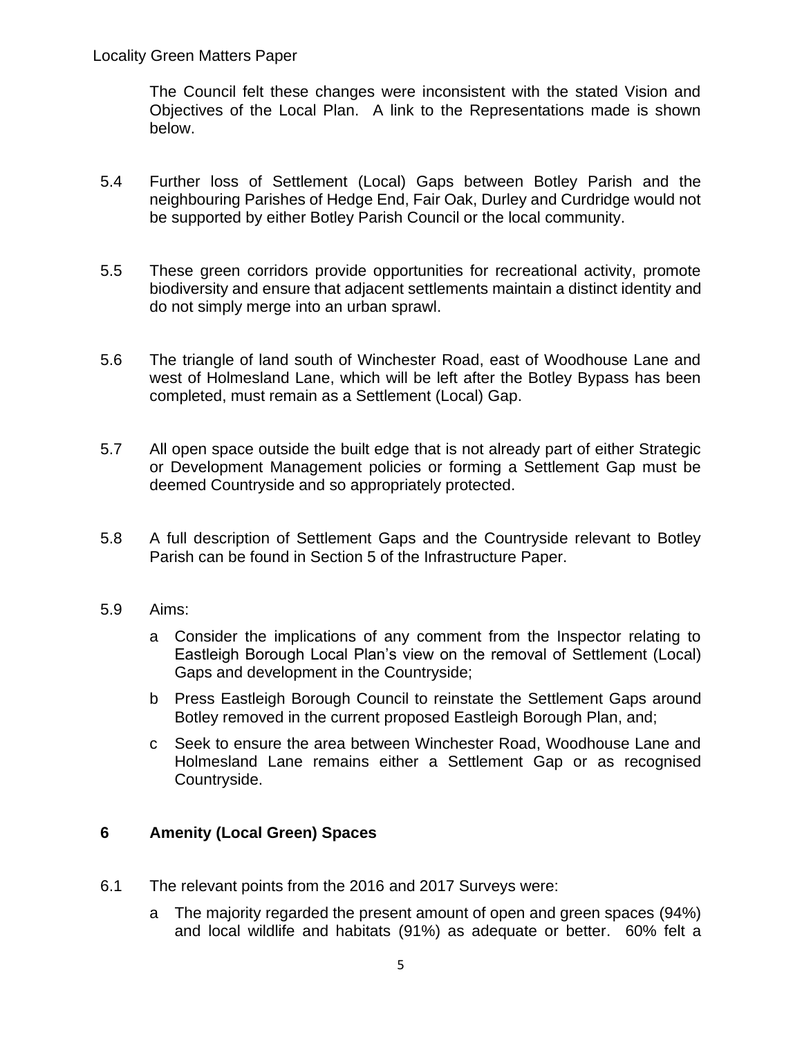The Council felt these changes were inconsistent with the stated Vision and Objectives of the Local Plan. A link to the Representations made is shown below.

5.4 Further loss of Settlement (Local) Gaps between Botley Parish and the neighbouring Parishes of Hedge End, Fair Oak, Durley and Curdridge would not be supported by either Botley Parish Council or the local community.

5.5 These green corridors provide opportunities for recreational activity, promote biodiversity and ensure that adjacent settlements maintain a distinct identity and do not simply merge into an urban sprawl.

5.6 The triangle of land south of Winchester Road, east of Woodhouse Lane and west of Holmesland Lane, which will be left after the Botley Bypass has been completed, must remain as a Settlement (Local) Gap.

5.7 All open space outside the built edge that is not already part of either Strategic or Development Management policies or forming a Settlement Gap must be deemed Countryside and so appropriately protected.

5.8 A full description of Settlement Gaps and the Countryside relevant to Botley Parish can be found in Section 5 of the Infrastructure Paper.

5.9 Aims:

a Consider the implications of any comment from the Inspector relating to Eastleigh Borough Local Plan's view on the removal of Settlement (Local) Gaps and development in the Countryside;

b Press Eastleigh Borough Council to reinstate the Settlement Gaps around Botley removed in the current proposed Eastleigh Borough Plan, and;

c Seek to ensure the area between Winchester Road, Woodhouse Lane and Holmesland Lane remains either a Settlement Gap or as recognised Countryside.

## 6 Amenity (Local Green) Spaces

6.1 The relevant points from the 2016 and 2017 Surveys were:

a The majority regarded the present amount of open and green spaces (94%) and local wildlife and habitats (91%) as adequate or better. 60% felt a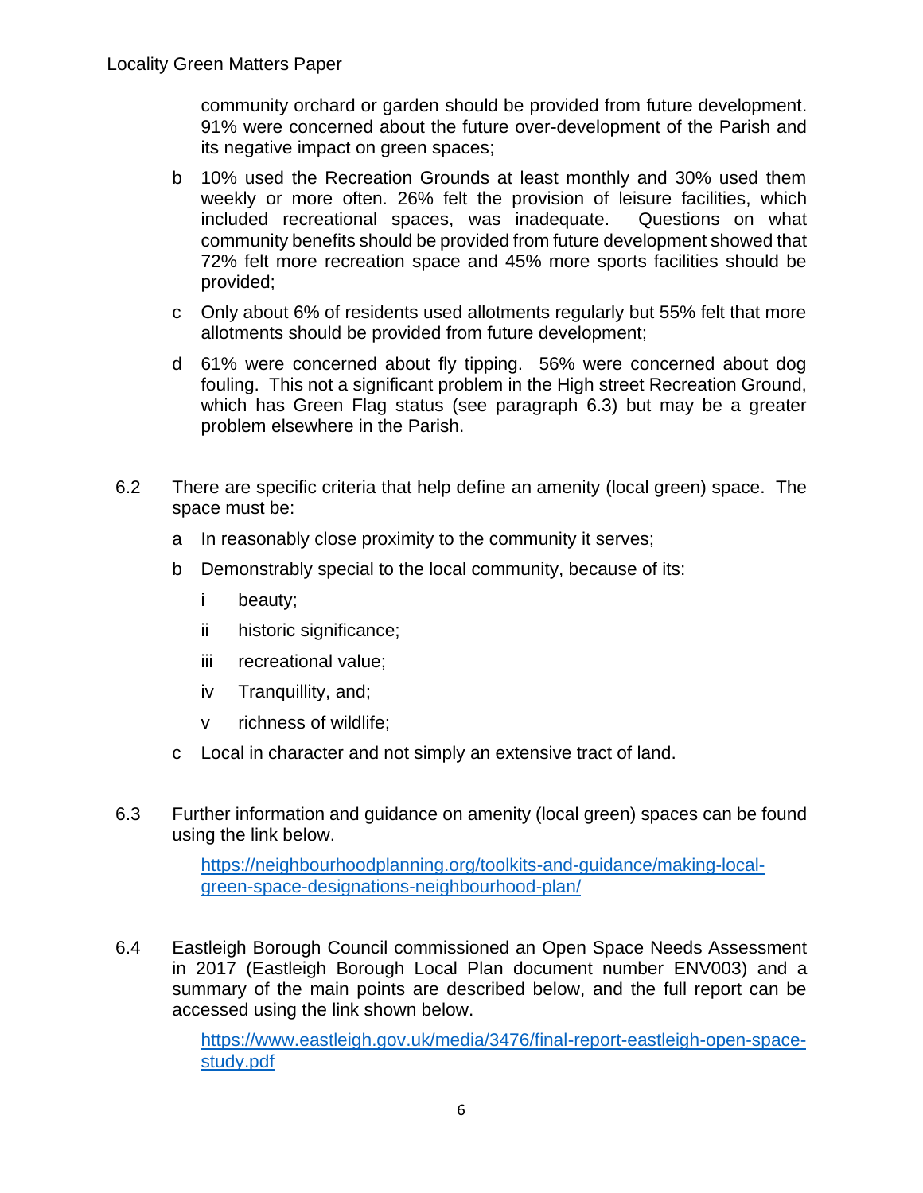community orchard or garden should be provided from future development. 91% were concerned about the future over-development of the Parish and its negative impact on green spaces;

b 10% used the Recreation Grounds at least monthly and 30% used them weekly or more often. 26% felt the provision of leisure facilities, which included recreational spaces, was inadequate. Questions on what community benefits should be provided from future development showed that 72% felt more recreation space and 45% more sports facilities should be provided;

c Only about 6% of residents used allotments regularly but 55% felt that more allotments should be provided from future development;

d 61% were concerned about fly tipping. 56% were concerned about dog fouling. This not a significant problem in the High street Recreation Ground, which has Green Flag status (see paragraph 6.3) but may be a greater problem elsewhere in the Parish.

6.2 There are specific criteria that help define an amenity (local green) space. The space must be:

a In reasonably close proximity to the community it serves;

b Demonstrably special to the local community, because of its:

i beauty;

ii historic significance;

iii recreational value;

iv Tranquillity, and;

v richness of wildlife;

c Local in character and not simply an extensive tract of land.

6.3 Further information and guidance on amenity (local green) spaces can be found using the link below.

https://neighbourhoodplanning.org/toolkits-and-guidance/making-local-green-space-designations-neighbourhood-plan/

6.4 Eastleigh Borough Council commissioned an Open Space Needs Assessment in 2017 (Eastleigh Borough Local Plan document number ENV003) and a summary of the main points are described below, and the full report can be accessed using the link shown below.

https://www.eastleigh.gov.uk/media/3476/final-report-eastleigh-open-space-study.pdf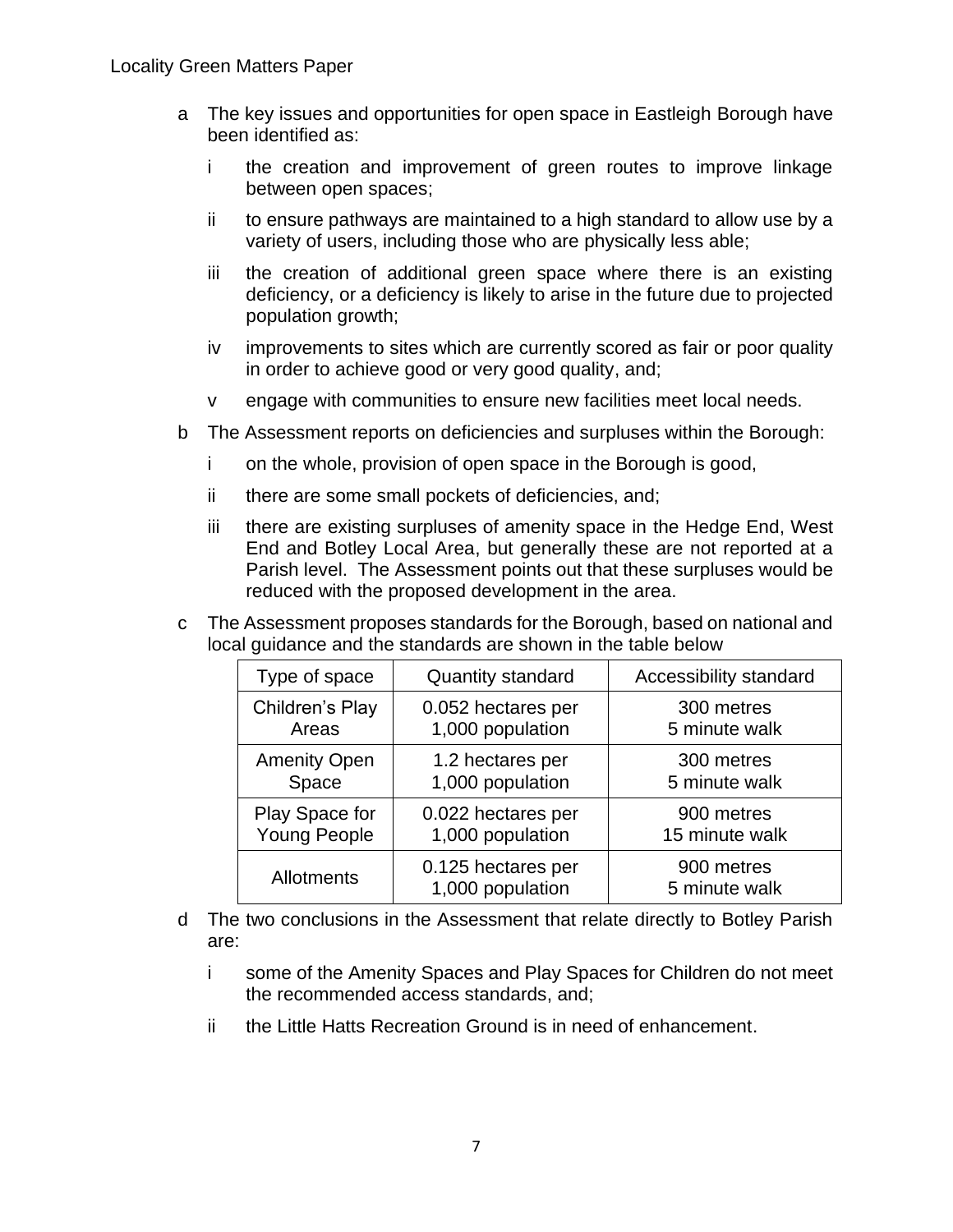a The key issues and opportunities for open space in Eastleigh Borough have been identified as:

   i the creation and improvement of green routes to improve linkage between open spaces;

   ii to ensure pathways are maintained to a high standard to allow use by a variety of users, including those who are physically less able;

   iii the creation of additional green space where there is an existing deficiency, or a deficiency is likely to arise in the future due to projected population growth;

   iv improvements to sites which are currently scored as fair or poor quality in order to achieve good or very good quality, and;

   v engage with communities to ensure new facilities meet local needs.

b The Assessment reports on deficiencies and surpluses within the Borough:

   i on the whole, provision of open space in the Borough is good,

   ii there are some small pockets of deficiencies, and;

   iii there are existing surpluses of amenity space in the Hedge End, West End and Botley Local Area, but generally these are not reported at a Parish level. The Assessment points out that these surpluses would be reduced with the proposed development in the area.

c The Assessment proposes standards for the Borough, based on national and local guidance and the standards are shown in the table below

| Type of space | Quantity standard | Accessibility standard |
| --- | --- | --- |
| Children's Play Areas | 0.052 hectares per 1,000 population | 300 metres 5 minute walk |
| Amenity Open Space | 1.2 hectares per 1,000 population | 300 metres 5 minute walk |
| Play Space for Young People | 0.022 hectares per 1,000 population | 900 metres 15 minute walk |
| Allotments | 0.125 hectares per 1,000 population | 900 metres 5 minute walk |

d The two conclusions in the Assessment that relate directly to Botley Parish are:

   i some of the Amenity Spaces and Play Spaces for Children do not meet the recommended access standards, and;

   ii the Little Hatts Recreation Ground is in need of enhancement.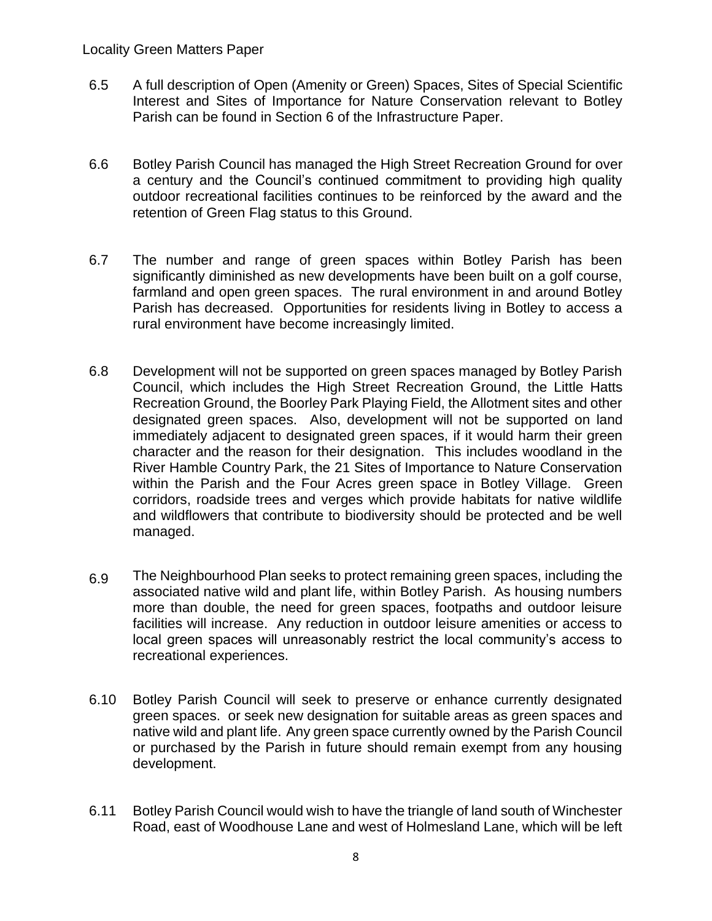6.5 A full description of Open (Amenity or Green) Spaces, Sites of Special Scientific Interest and Sites of Importance for Nature Conservation relevant to Botley Parish can be found in Section 6 of the Infrastructure Paper.

6.6 Botley Parish Council has managed the High Street Recreation Ground for over a century and the Council's continued commitment to providing high quality outdoor recreational facilities continues to be reinforced by the award and the retention of Green Flag status to this Ground.

6.7 The number and range of green spaces within Botley Parish has been significantly diminished as new developments have been built on a golf course, farmland and open green spaces. The rural environment in and around Botley Parish has decreased. Opportunities for residents living in Botley to access a rural environment have become increasingly limited.

6.8 Development will not be supported on green spaces managed by Botley Parish Council, which includes the High Street Recreation Ground, the Little Hatts Recreation Ground, the Boorley Park Playing Field, the Allotment sites and other designated green spaces. Also, development will not be supported on land immediately adjacent to designated green spaces, if it would harm their green character and the reason for their designation. This includes woodland in the River Hamble Country Park, the 21 Sites of Importance to Nature Conservation within the Parish and the Four Acres green space in Botley Village. Green corridors, roadside trees and verges which provide habitats for native wildlife and wildflowers that contribute to biodiversity should be protected and be well managed.

6.9 The Neighbourhood Plan seeks to protect remaining green spaces, including the associated native wild and plant life, within Botley Parish. As housing numbers more than double, the need for green spaces, footpaths and outdoor leisure facilities will increase. Any reduction in outdoor leisure amenities or access to local green spaces will unreasonably restrict the local community's access to recreational experiences.

6.10 Botley Parish Council will seek to preserve or enhance currently designated green spaces. or seek new designation for suitable areas as green spaces and native wild and plant life. Any green space currently owned by the Parish Council or purchased by the Parish in future should remain exempt from any housing development.

6.11 Botley Parish Council would wish to have the triangle of land south of Winchester Road, east of Woodhouse Lane and west of Holmesland Lane, which will be left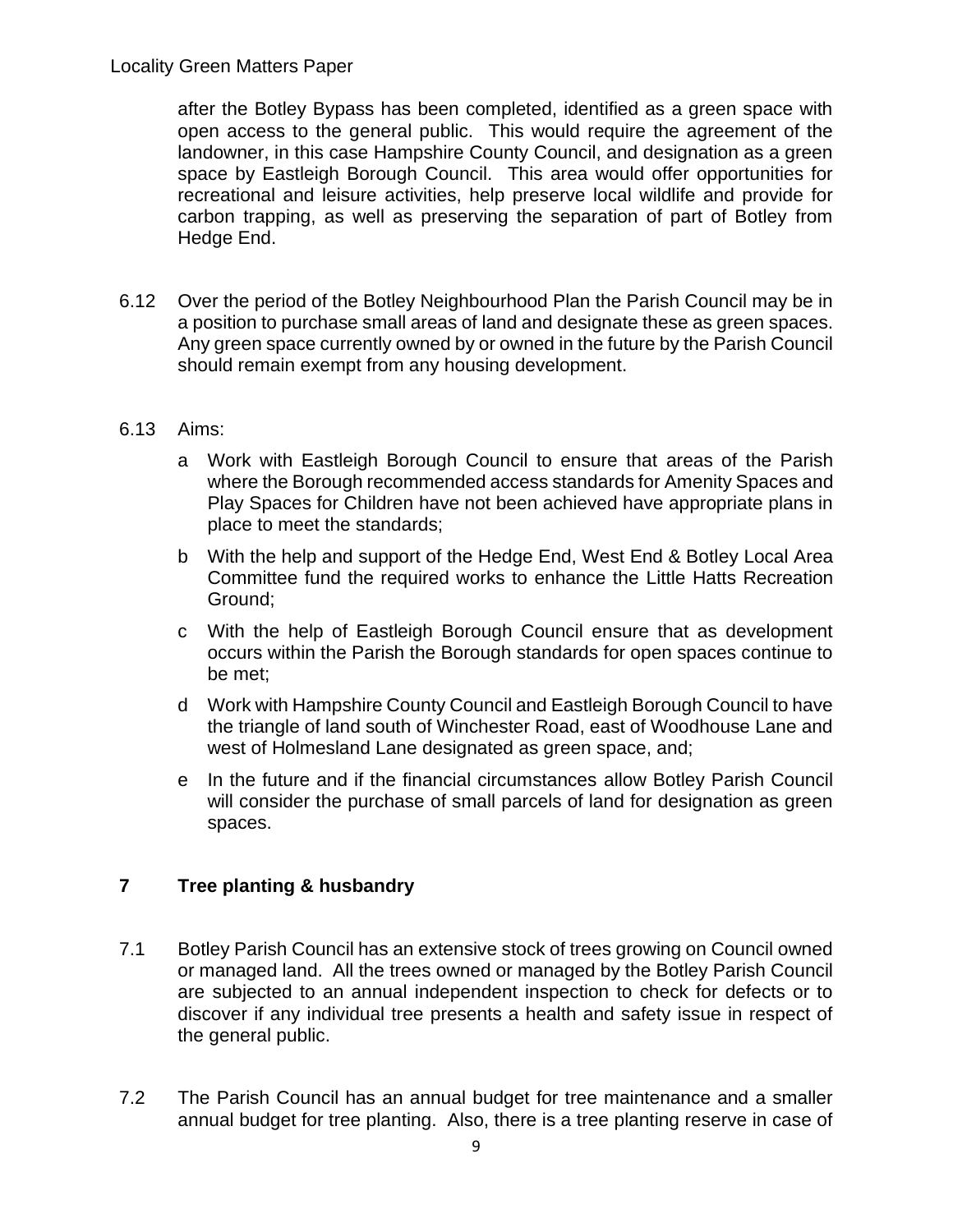after the Botley Bypass has been completed, identified as a green space with open access to the general public. This would require the agreement of the landowner, in this case Hampshire County Council, and designation as a green space by Eastleigh Borough Council. This area would offer opportunities for recreational and leisure activities, help preserve local wildlife and provide for carbon trapping, as well as preserving the separation of part of Botley from Hedge End.

6.12 Over the period of the Botley Neighbourhood Plan the Parish Council may be in a position to purchase small areas of land and designate these as green spaces. Any green space currently owned by or owned in the future by the Parish Council should remain exempt from any housing development.

6.13 Aims:

- a Work with Eastleigh Borough Council to ensure that areas of the Parish where the Borough recommended access standards for Amenity Spaces and Play Spaces for Children have not been achieved have appropriate plans in place to meet the standards;
- b With the help and support of the Hedge End, West End & Botley Local Area Committee fund the required works to enhance the Little Hatts Recreation Ground;
- c With the help of Eastleigh Borough Council ensure that as development occurs within the Parish the Borough standards for open spaces continue to be met;
- d Work with Hampshire County Council and Eastleigh Borough Council to have the triangle of land south of Winchester Road, east of Woodhouse Lane and west of Holmesland Lane designated as green space, and;
- e In the future and if the financial circumstances allow Botley Parish Council will consider the purchase of small parcels of land for designation as green spaces.

## 7 Tree planting & husbandry

7.1 Botley Parish Council has an extensive stock of trees growing on Council owned or managed land. All the trees owned or managed by the Botley Parish Council are subjected to an annual independent inspection to check for defects or to discover if any individual tree presents a health and safety issue in respect of the general public.

7.2 The Parish Council has an annual budget for tree maintenance and a smaller annual budget for tree planting. Also, there is a tree planting reserve in case of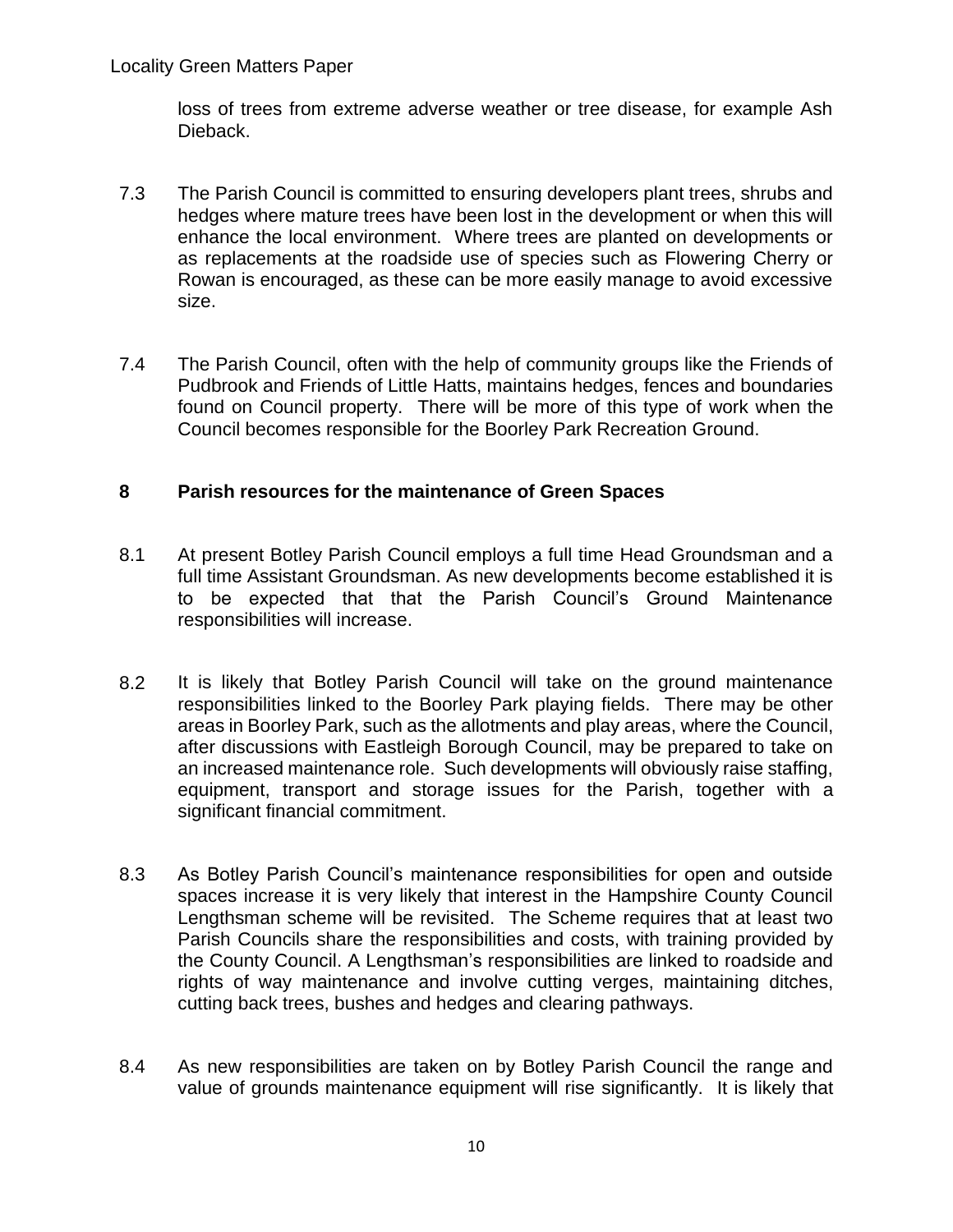loss of trees from extreme adverse weather or tree disease, for example Ash Dieback.

7.3 The Parish Council is committed to ensuring developers plant trees, shrubs and hedges where mature trees have been lost in the development or when this will enhance the local environment. Where trees are planted on developments or as replacements at the roadside use of species such as Flowering Cherry or Rowan is encouraged, as these can be more easily manage to avoid excessive size.

7.4 The Parish Council, often with the help of community groups like the Friends of Pudbrook and Friends of Little Hatts, maintains hedges, fences and boundaries found on Council property. There will be more of this type of work when the Council becomes responsible for the Boorley Park Recreation Ground.

## 8 Parish resources for the maintenance of Green Spaces

8.1 At present Botley Parish Council employs a full time Head Groundsman and a full time Assistant Groundsman. As new developments become established it is to be expected that that the Parish Council's Ground Maintenance responsibilities will increase.

8.2 It is likely that Botley Parish Council will take on the ground maintenance responsibilities linked to the Boorley Park playing fields. There may be other areas in Boorley Park, such as the allotments and play areas, where the Council, after discussions with Eastleigh Borough Council, may be prepared to take on an increased maintenance role. Such developments will obviously raise staffing, equipment, transport and storage issues for the Parish, together with a significant financial commitment.

8.3 As Botley Parish Council's maintenance responsibilities for open and outside spaces increase it is very likely that interest in the Hampshire County Council Lengthsman scheme will be revisited. The Scheme requires that at least two Parish Councils share the responsibilities and costs, with training provided by the County Council. A Lengthsman's responsibilities are linked to roadside and rights of way maintenance and involve cutting verges, maintaining ditches, cutting back trees, bushes and hedges and clearing pathways.

8.4 As new responsibilities are taken on by Botley Parish Council the range and value of grounds maintenance equipment will rise significantly. It is likely that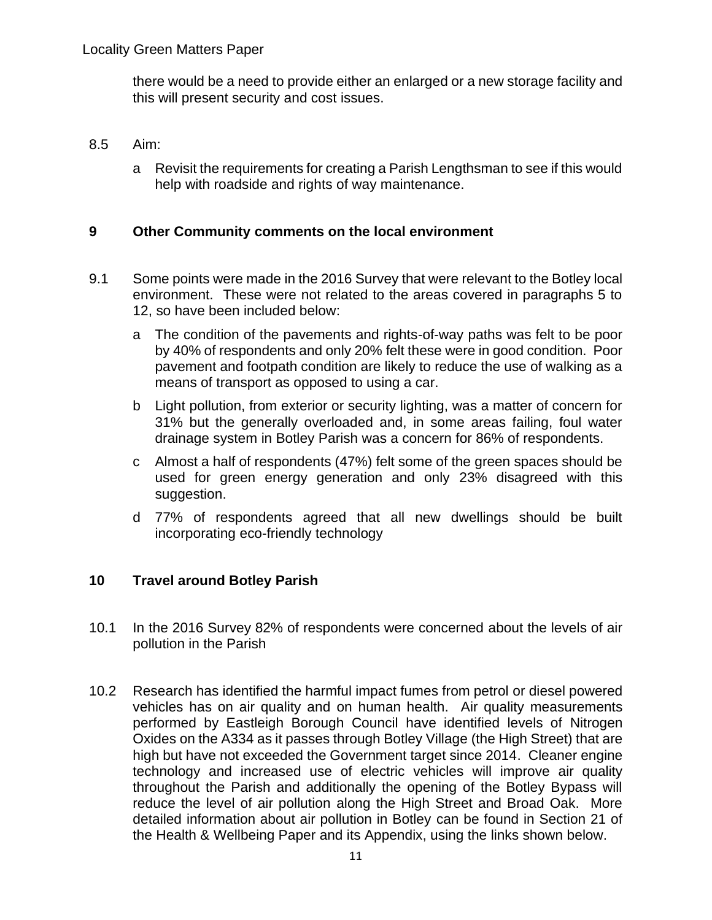there would be a need to provide either an enlarged or a new storage facility and this will present security and cost issues.

8.5 Aim:

a Revisit the requirements for creating a Parish Lengthsman to see if this would help with roadside and rights of way maintenance.

## 9 Other Community comments on the local environment

9.1 Some points were made in the 2016 Survey that were relevant to the Botley local environment. These were not related to the areas covered in paragraphs 5 to 12, so have been included below:

a The condition of the pavements and rights-of-way paths was felt to be poor by 40% of respondents and only 20% felt these were in good condition. Poor pavement and footpath condition are likely to reduce the use of walking as a means of transport as opposed to using a car.

b Light pollution, from exterior or security lighting, was a matter of concern for 31% but the generally overloaded and, in some areas failing, foul water drainage system in Botley Parish was a concern for 86% of respondents.

c Almost a half of respondents (47%) felt some of the green spaces should be used for green energy generation and only 23% disagreed with this suggestion.

d 77% of respondents agreed that all new dwellings should be built incorporating eco-friendly technology

## 10 Travel around Botley Parish

10.1 In the 2016 Survey 82% of respondents were concerned about the levels of air pollution in the Parish

10.2 Research has identified the harmful impact fumes from petrol or diesel powered vehicles has on air quality and on human health. Air quality measurements performed by Eastleigh Borough Council have identified levels of Nitrogen Oxides on the A334 as it passes through Botley Village (the High Street) that are high but have not exceeded the Government target since 2014. Cleaner engine technology and increased use of electric vehicles will improve air quality throughout the Parish and additionally the opening of the Botley Bypass will reduce the level of air pollution along the High Street and Broad Oak. More detailed information about air pollution in Botley can be found in Section 21 of the Health & Wellbeing Paper and its Appendix, using the links shown below.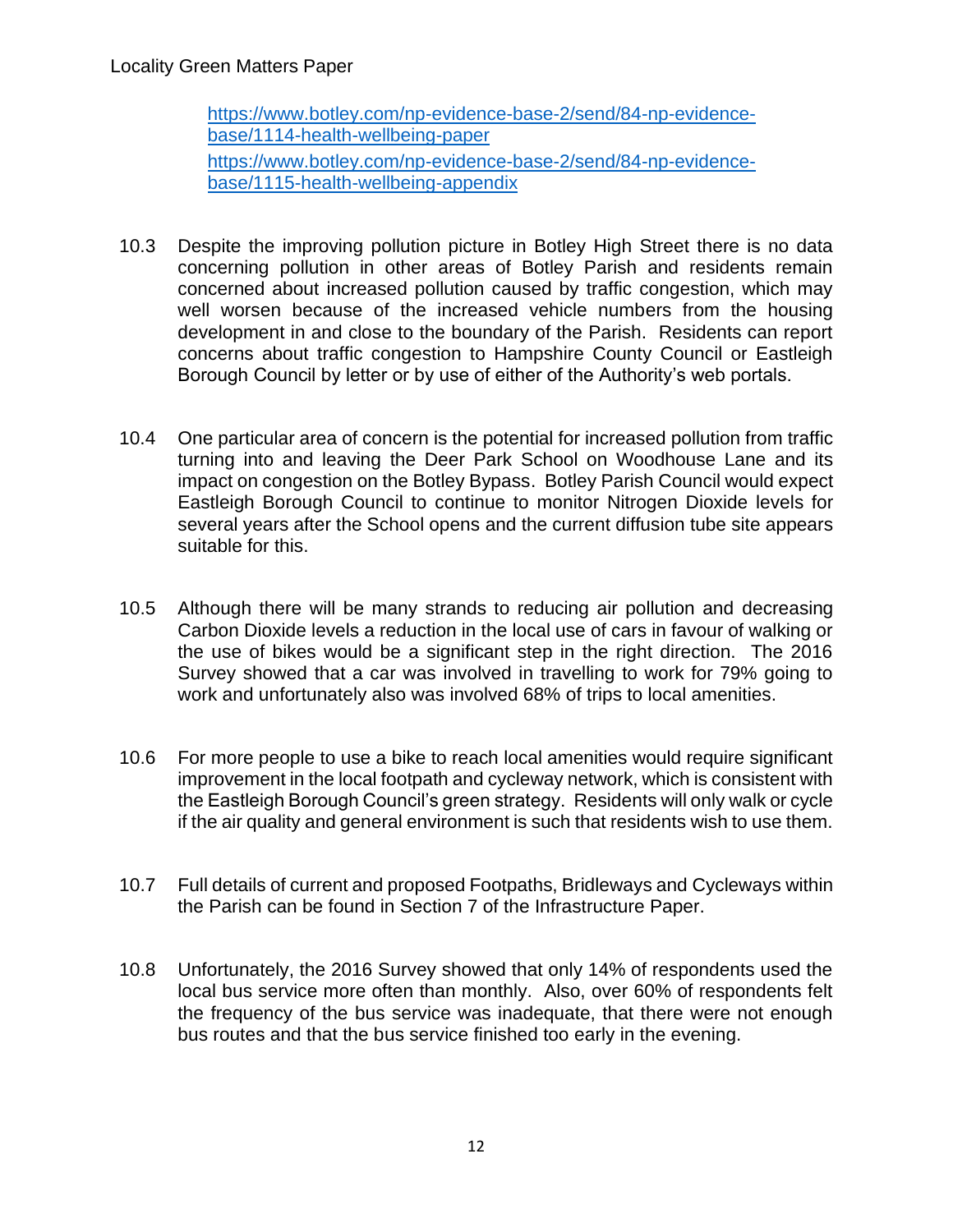https://www.botley.com/np-evidence-base-2/send/84-np-evidence-base/1114-health-wellbeing-paper

https://www.botley.com/np-evidence-base-2/send/84-np-evidence-base/1115-health-wellbeing-appendix

10.3 Despite the improving pollution picture in Botley High Street there is no data concerning pollution in other areas of Botley Parish and residents remain concerned about increased pollution caused by traffic congestion, which may well worsen because of the increased vehicle numbers from the housing development in and close to the boundary of the Parish. Residents can report concerns about traffic congestion to Hampshire County Council or Eastleigh Borough Council by letter or by use of either of the Authority's web portals.

10.4 One particular area of concern is the potential for increased pollution from traffic turning into and leaving the Deer Park School on Woodhouse Lane and its impact on congestion on the Botley Bypass. Botley Parish Council would expect Eastleigh Borough Council to continue to monitor Nitrogen Dioxide levels for several years after the School opens and the current diffusion tube site appears suitable for this.

10.5 Although there will be many strands to reducing air pollution and decreasing Carbon Dioxide levels a reduction in the local use of cars in favour of walking or the use of bikes would be a significant step in the right direction. The 2016 Survey showed that a car was involved in travelling to work for 79% going to work and unfortunately also was involved 68% of trips to local amenities.

10.6 For more people to use a bike to reach local amenities would require significant improvement in the local footpath and cycleway network, which is consistent with the Eastleigh Borough Council's green strategy. Residents will only walk or cycle if the air quality and general environment is such that residents wish to use them.

10.7 Full details of current and proposed Footpaths, Bridleways and Cycleways within the Parish can be found in Section 7 of the Infrastructure Paper.

10.8 Unfortunately, the 2016 Survey showed that only 14% of respondents used the local bus service more often than monthly. Also, over 60% of respondents felt the frequency of the bus service was inadequate, that there were not enough bus routes and that the bus service finished too early in the evening.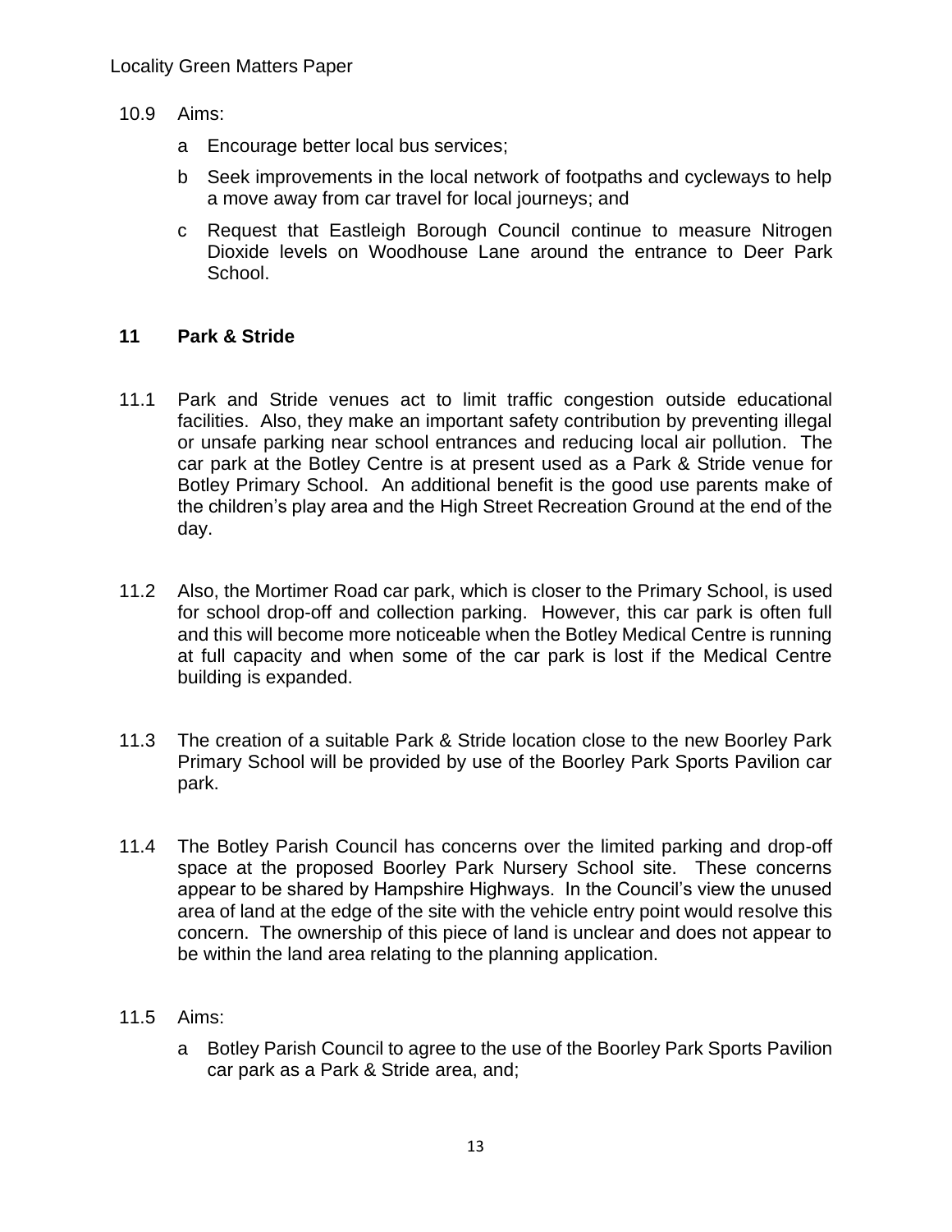10.9 Aims:

a Encourage better local bus services;

b Seek improvements in the local network of footpaths and cycleways to help a move away from car travel for local journeys; and

c Request that Eastleigh Borough Council continue to measure Nitrogen Dioxide levels on Woodhouse Lane around the entrance to Deer Park School.

## 11 Park & Stride

11.1 Park and Stride venues act to limit traffic congestion outside educational facilities. Also, they make an important safety contribution by preventing illegal or unsafe parking near school entrances and reducing local air pollution. The car park at the Botley Centre is at present used as a Park & Stride venue for Botley Primary School. An additional benefit is the good use parents make of the children's play area and the High Street Recreation Ground at the end of the day.

11.2 Also, the Mortimer Road car park, which is closer to the Primary School, is used for school drop-off and collection parking. However, this car park is often full and this will become more noticeable when the Botley Medical Centre is running at full capacity and when some of the car park is lost if the Medical Centre building is expanded.

11.3 The creation of a suitable Park & Stride location close to the new Boorley Park Primary School will be provided by use of the Boorley Park Sports Pavilion car park.

11.4 The Botley Parish Council has concerns over the limited parking and drop-off space at the proposed Boorley Park Nursery School site. These concerns appear to be shared by Hampshire Highways. In the Council's view the unused area of land at the edge of the site with the vehicle entry point would resolve this concern. The ownership of this piece of land is unclear and does not appear to be within the land area relating to the planning application.

11.5 Aims:

a Botley Parish Council to agree to the use of the Boorley Park Sports Pavilion car park as a Park & Stride area, and;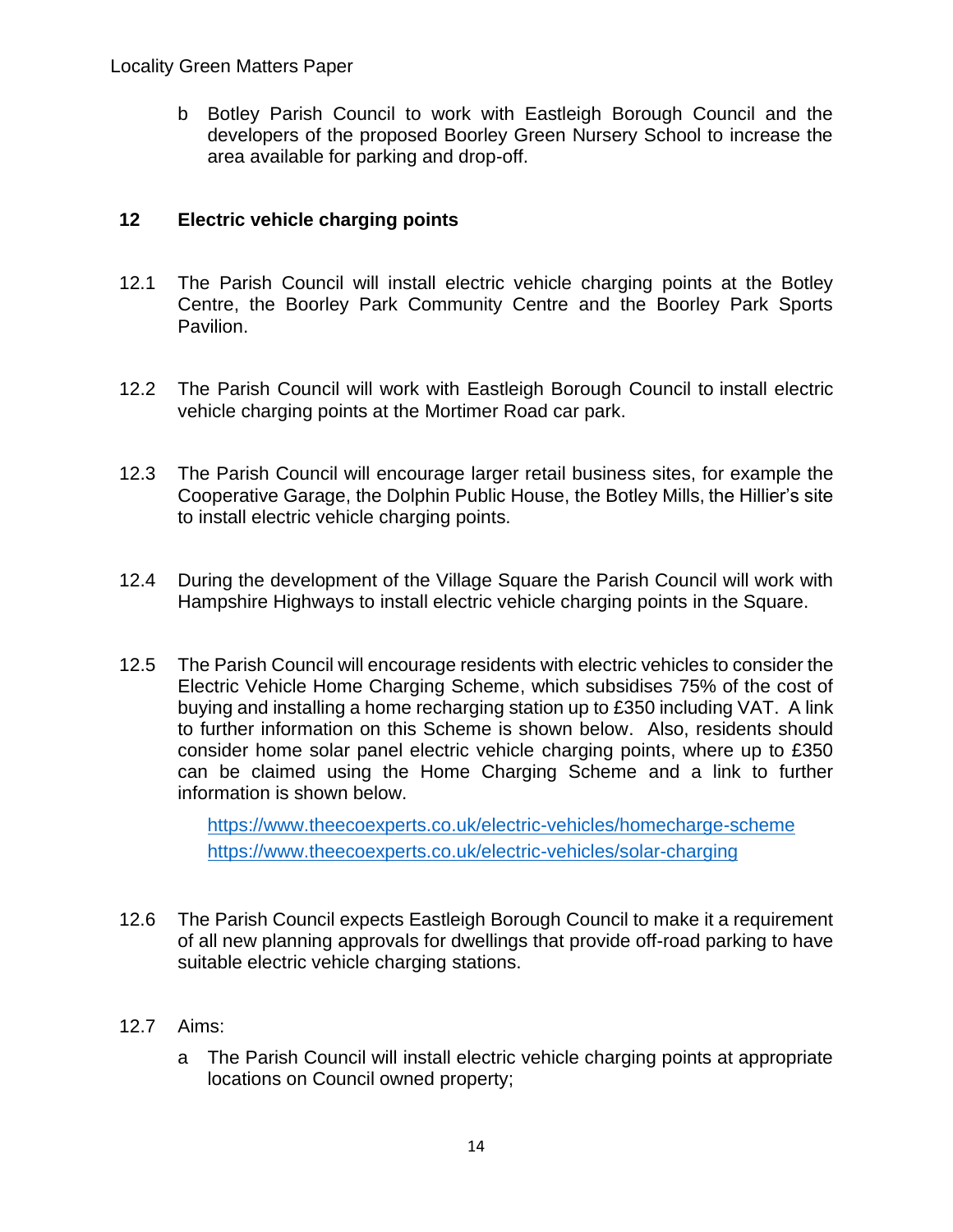b Botley Parish Council to work with Eastleigh Borough Council and the developers of the proposed Boorley Green Nursery School to increase the area available for parking and drop-off.

## 12 Electric vehicle charging points

12.1 The Parish Council will install electric vehicle charging points at the Botley Centre, the Boorley Park Community Centre and the Boorley Park Sports Pavilion.

12.2 The Parish Council will work with Eastleigh Borough Council to install electric vehicle charging points at the Mortimer Road car park.

12.3 The Parish Council will encourage larger retail business sites, for example the Cooperative Garage, the Dolphin Public House, the Botley Mills, the Hillier's site to install electric vehicle charging points.

12.4 During the development of the Village Square the Parish Council will work with Hampshire Highways to install electric vehicle charging points in the Square.

12.5 The Parish Council will encourage residents with electric vehicles to consider the Electric Vehicle Home Charging Scheme, which subsidises 75% of the cost of buying and installing a home recharging station up to £350 including VAT. A link to further information on this Scheme is shown below. Also, residents should consider home solar panel electric vehicle charging points, where up to £350 can be claimed using the Home Charging Scheme and a link to further information is shown below.

https://www.theecoexperts.co.uk/electric-vehicles/homecharge-scheme
https://www.theecoexperts.co.uk/electric-vehicles/solar-charging

12.6 The Parish Council expects Eastleigh Borough Council to make it a requirement of all new planning approvals for dwellings that provide off-road parking to have suitable electric vehicle charging stations.

12.7 Aims:

a The Parish Council will install electric vehicle charging points at appropriate locations on Council owned property;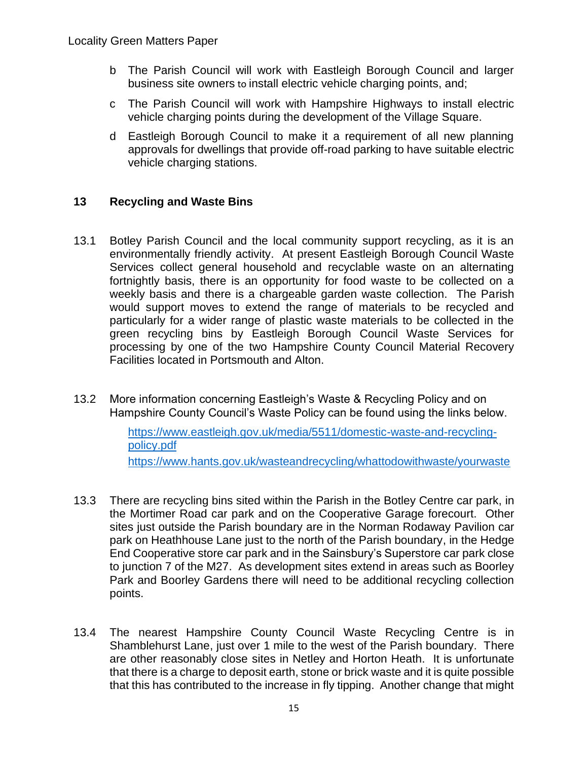b The Parish Council will work with Eastleigh Borough Council and larger business site owners to install electric vehicle charging points, and;

c The Parish Council will work with Hampshire Highways to install electric vehicle charging points during the development of the Village Square.

d Eastleigh Borough Council to make it a requirement of all new planning approvals for dwellings that provide off-road parking to have suitable electric vehicle charging stations.

## 13 Recycling and Waste Bins

13.1 Botley Parish Council and the local community support recycling, as it is an environmentally friendly activity. At present Eastleigh Borough Council Waste Services collect general household and recyclable waste on an alternating fortnightly basis, there is an opportunity for food waste to be collected on a weekly basis and there is a chargeable garden waste collection. The Parish would support moves to extend the range of materials to be recycled and particularly for a wider range of plastic waste materials to be collected in the green recycling bins by Eastleigh Borough Council Waste Services for processing by one of the two Hampshire County Council Material Recovery Facilities located in Portsmouth and Alton.

13.2 More information concerning Eastleigh's Waste & Recycling Policy and on Hampshire County Council's Waste Policy can be found using the links below.

https://www.eastleigh.gov.uk/media/5511/domestic-waste-and-recycling-policy.pdf
https://www.hants.gov.uk/wasteandrecycling/whattodowithwaste/yourwaste

13.3 There are recycling bins sited within the Parish in the Botley Centre car park, in the Mortimer Road car park and on the Cooperative Garage forecourt. Other sites just outside the Parish boundary are in the Norman Rodaway Pavilion car park on Heathhouse Lane just to the north of the Parish boundary, in the Hedge End Cooperative store car park and in the Sainsbury's Superstore car park close to junction 7 of the M27. As development sites extend in areas such as Boorley Park and Boorley Gardens there will need to be additional recycling collection points.

13.4 The nearest Hampshire County Council Waste Recycling Centre is in Shamblehurst Lane, just over 1 mile to the west of the Parish boundary. There are other reasonably close sites in Netley and Horton Heath. It is unfortunate that there is a charge to deposit earth, stone or brick waste and it is quite possible that this has contributed to the increase in fly tipping. Another change that might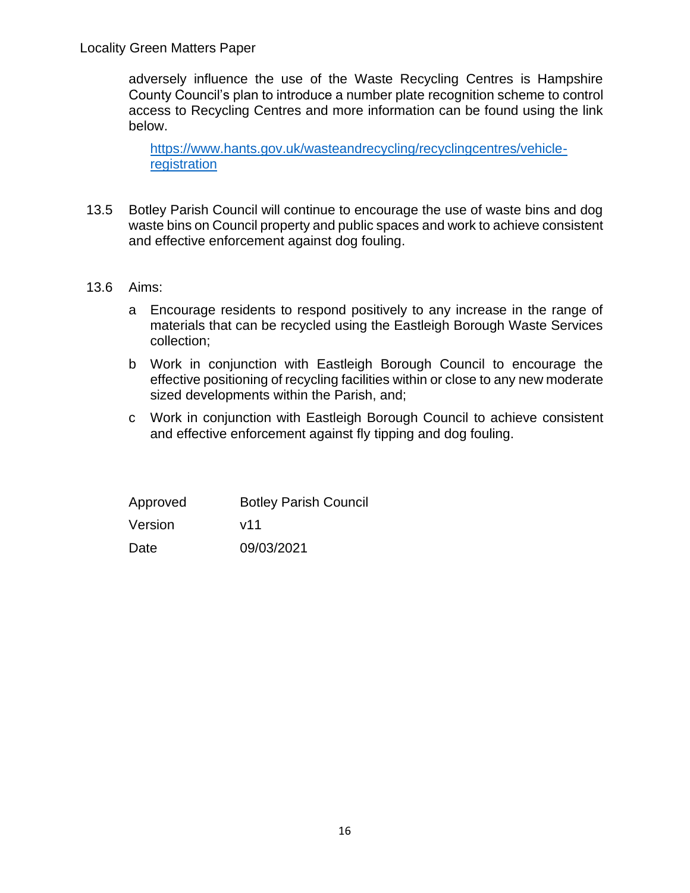adversely influence the use of the Waste Recycling Centres is Hampshire County Council's plan to introduce a number plate recognition scheme to control access to Recycling Centres and more information can be found using the link below.

[https://www.hants.gov.uk/wasteandrecycling/recyclingcentres/vehicle-registration](https://www.hants.gov.uk/wasteandrecycling/recyclingcentres/vehicle-registration)

13.5 Botley Parish Council will continue to encourage the use of waste bins and dog waste bins on Council property and public spaces and work to achieve consistent and effective enforcement against dog fouling.

13.6 Aims:

a Encourage residents to respond positively to any increase in the range of materials that can be recycled using the Eastleigh Borough Waste Services collection;

b Work in conjunction with Eastleigh Borough Council to encourage the effective positioning of recycling facilities within or close to any new moderate sized developments within the Parish, and;

c Work in conjunction with Eastleigh Borough Council to achieve consistent and effective enforcement against fly tipping and dog fouling.

| | |
|---|---|
| Approved | Botley Parish Council |
| Version | v11 |
| Date | 09/03/2021 |